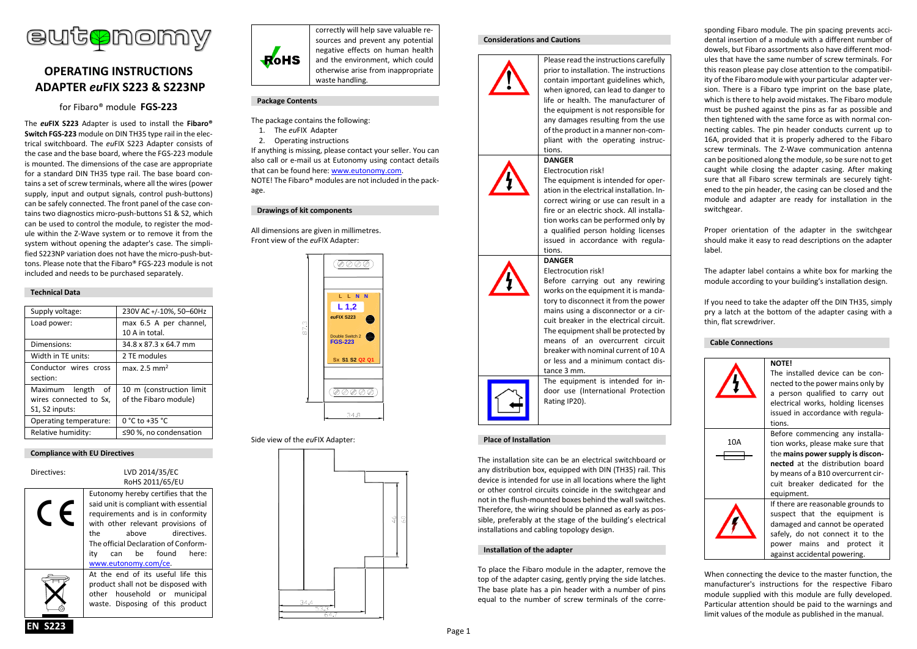# OPERATING INSTRUCTIONS
# ADAPTER *eu*FIX S223 & S223NP

for Fibaro® module **FGS-223**

The ***eu*FIX S223** Adapter is used to install the **Fibaro® Switch FGS-223** module on DIN TH35 type rail in the electrical switchboard. The *eu*FIX S223 Adapter consists of the case and the base board, where the FGS-223 module is mounted. The dimensions of the case are appropriate for a standard DIN TH35 type rail. The base board contains a set of screw terminals, where all the wires (power supply, input and output signals, control push-buttons) can be safely connected. The front panel of the case contains two diagnostics micro-push-buttons S1 & S2, which can be used to control the module, to register the module within the Z-Wave system or to remove it from the system without opening the adapter's case. The simplified S223NP variation does not have the micro-push-buttons. Please note that the Fibaro® FGS-223 module is not included and needs to be purchased separately.

## Technical Data

| | |
|---|---|
| Supply voltage: | 230V AC +/-10%, 50–60Hz |
| Load power: | max 6.5 A per channel, 10 A in total. |
| Dimensions: | 34.8 x 87.3 x 64.7 mm |
| Width in TE units: | 2 TE modules |
| Conductor wires cross section: | max. 2.5 mm² |
| Maximum length of wires connected to Sx, S1, S2 inputs: | 10 m (construction limit of the Fibaro module) |
| Operating temperature: | 0 °C to +35 °C |
| Relative humidity: | ≤90 %, no condensation |

## Compliance with EU Directives

Directives: LVD 2014/35/EC
RoHS 2011/65/EU

| | |
|---|---|
| CE | Eutonomy hereby certifies that the said unit is compliant with essential requirements and is in conformity with other relevant provisions of the above directives. The official Declaration of Conformity can be found here: www.eutonomy.com/ce. |
| (crossed-out bin) | At the end of its useful life this product shall not be disposed with other household or municipal waste. Disposing of this product correctly will help save valuable resources and prevent any potential negative effects on human health and the environment, which could otherwise arise from inappropriate waste handling. |
| RoHS | |

## Package Contents

The package contains the following:

1. The *eu*FIX Adapter
2. Operating instructions

If anything is missing, please contact your seller. You can also call or e-mail us at Eutonomy using contact details that can be found here: www.eutonomy.com.
NOTE! The Fibaro® modules are not included in the package.

## Drawings of kit components

All dimensions are given in millimetres.
Front view of the *eu*FIX Adapter:

L L N N
L 1,2
euFIX S223
Double Switch 2
FGS-223
Sx S1 S2 Q2 Q1
87.3
34.8

Side view of the *eu*FIX Adapter:

46
60
34.4
53.3
64.7

## Considerations and Cautions

| | |
|---|---|
| (warning) | Please read the instructions carefully prior to installation. The instructions contain important guidelines which, when ignored, can lead to danger to life or health. The manufacturer of the equipment is not responsible for any damages resulting from the use of the product in a manner non-compliant with the operating instructions. |
| (electrocution) | **DANGER** Electrocution risk! The equipment is intended for operation in the electrical installation. Incorrect wiring or use can result in a fire or an electric shock. All installation works can be performed only by a qualified person holding licenses issued in accordance with regulations. |
| (electrocution) | **DANGER** Electrocution risk! Before carrying out any rewiring works on the equipment it is mandatory to disconnect it from the power mains using a disconnector or a circuit breaker in the electrical circuit. The equipment shall be protected by means of an overcurrent circuit breaker with nominal current of 10 A or less and a minimum contact distance 3 mm. |
| (indoor use) | The equipment is intended for indoor use (International Protection Rating IP20). |

## Place of Installation

The installation site can be an electrical switchboard or any distribution box, equipped with DIN (TH35) rail. This device is intended for use in all locations where the light or other control circuits coincide in the switchgear and not in the flush-mounted boxes behind the wall switches. Therefore, the wiring should be planned as early as possible, preferably at the stage of the building's electrical installations and cabling topology design.

## Installation of the adapter

To place the Fibaro module in the adapter, remove the top of the adapter casing, gently prying the side latches. The base plate has a pin header with a number of pins equal to the number of screw terminals of the corresponding Fibaro module. The pin spacing prevents accidental insertion of a module with a different number of dowels, but Fibaro assortments also have different modules that have the same number of screw terminals. For this reason please pay close attention to the compatibility of the Fibaro module with your particular adapter version. There is a Fibaro type imprint on the base plate, which is there to help avoid mistakes. The Fibaro module must be pushed against the pins as far as possible and then tightened with the same force as with normal connecting cables. The pin header conducts current up to 16A, provided that it is properly adhered to the Fibaro screw terminals. The Z-Wave communication antenna can be positioned along the module, so be sure not to get caught while closing the adapter casing. After making sure that all Fibaro screw terminals are securely tightened to the pin header, the casing can be closed and the module and adapter are ready for installation in the switchgear.

Proper orientation of the adapter in the switchgear should make it easy to read descriptions on the adapter label.

The adapter label contains a white box for marking the module according to your building's installation design.

If you need to take the adapter off the DIN TH35, simply pry a latch at the bottom of the adapter casing with a thin, flat screwdriver.

## Cable Connections

| | |
|---|---|
| (electrocution) | **NOTE!** The installed device can be connected to the power mains only by a person qualified to carry out electrical works, holding licenses issued in accordance with regulations. |
| 10A (fuse) | Before commencing any installation works, please make sure that the **mains power supply is disconnected** at the distribution board by means of a B10 overcurrent circuit breaker dedicated for the equipment. |
| (warning) | If there are reasonable grounds to suspect that the equipment is damaged and cannot be operated safely, do not connect it to the power mains and protect it against accidental powering. |

When connecting the device to the master function, the manufacturer's instructions for the respective Fibaro module supplied with this module are fully developed. Particular attention should be paid to the warnings and limit values of the module as published in the manual.

EN S223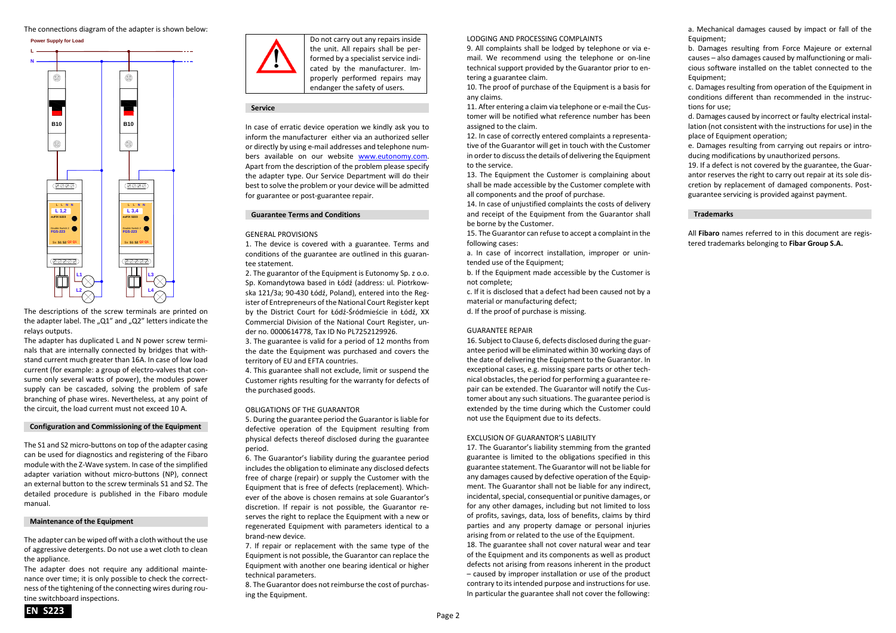The connections diagram of the adapter is shown below:

Power Supply for Load

L

N

B10

B10

L L N N

L 1,2

euFIX S223

Double Switch 2 FGS-223

Sx S1 S2 Q2 Q1

L L N N

L 3,4

euFIX S223

Double Switch 2 FGS-223

Sx S1 S2 Q2 Q1

L1

L2

L3

L4

The descriptions of the screw terminals are printed on the adapter label. The „Q1" and „Q2" letters indicate the relays outputs.

The adapter has duplicated L and N power screw terminals that are internally connected by bridges that withstand current much greater than 16A. In case of low load current (for example: a group of electro-valves that consume only several watts of power), the modules power supply can be cascaded, solving the problem of safe branching of phase wires. Nevertheless, at any point of the circuit, the load current must not exceed 10 A.

## Configuration and Commissioning of the Equipment

The S1 and S2 micro-buttons on top of the adapter casing can be used for diagnostics and registering of the Fibaro module with the Z-Wave system. In case of the simplified adapter variation without micro-buttons (NP), connect an external button to the screw terminals S1 and S2. The detailed procedure is published in the Fibaro module manual.

## Maintenance of the Equipment

The adapter can be wiped off with a cloth without the use of aggressive detergents. Do not use a wet cloth to clean the appliance.

The adapter does not require any additional maintenance over time; it is only possible to check the correctness of the tightening of the connecting wires during routine switchboard inspections.

Do not carry out any repairs inside the unit. All repairs shall be performed by a specialist service indicated by the manufacturer. Improperly performed repairs may endanger the safety of users.

## Service

In case of erratic device operation we kindly ask you to inform the manufacturer either via an authorized seller or directly by using e-mail addresses and telephone numbers available on our website www.eutonomy.com. Apart from the description of the problem please specify the adapter type. Our Service Department will do their best to solve the problem or your device will be admitted for guarantee or post-guarantee repair.

## Guarantee Terms and Conditions

### GENERAL PROVISIONS

1. The device is covered with a guarantee. Terms and conditions of the guarantee are outlined in this guarantee statement.
2. The guarantor of the Equipment is Eutonomy Sp. z o.o. Sp. Komandytowa based in Łódź (address: ul. Piotrkowska 121/3a; 90-430 Łódź, Poland), entered into the Register of Entrepreneurs of the National Court Register kept by the District Court for Łódź-Śródmieście in Łódź, XX Commercial Division of the National Court Register, under no. 0000614778, Tax ID No PL7252129926.
3. The guarantee is valid for a period of 12 months from the date the Equipment was purchased and covers the territory of EU and EFTA countries.
4. This guarantee shall not exclude, limit or suspend the Customer rights resulting for the warranty for defects of the purchased goods.

### OBLIGATIONS OF THE GUARANTOR

5. During the guarantee period the Guarantor is liable for defective operation of the Equipment resulting from physical defects thereof disclosed during the guarantee period.
6. The Guarantor's liability during the guarantee period includes the obligation to eliminate any disclosed defects free of charge (repair) or supply the Customer with the Equipment that is free of defects (replacement). Whichever of the above is chosen remains at sole Guarantor's discretion. If repair is not possible, the Guarantor reserves the right to replace the Equipment with a new or regenerated Equipment with parameters identical to a brand-new device.
7. If repair or replacement with the same type of the Equipment is not possible, the Guarantor can replace the Equipment with another one bearing identical or higher technical parameters.
8. The Guarantor does not reimburse the cost of purchasing the Equipment.

### LODGING AND PROCESSING COMPLAINTS

9. All complaints shall be lodged by telephone or via e-mail. We recommend using the telephone or on-line technical support provided by the Guarantor prior to entering a guarantee claim.
10. The proof of purchase of the Equipment is a basis for any claims.
11. After entering a claim via telephone or e-mail the Customer will be notified what reference number has been assigned to the claim.
12. In case of correctly entered complaints a representative of the Guarantor will get in touch with the Customer in order to discuss the details of delivering the Equipment to the service.
13. The Equipment the Customer is complaining about shall be made accessible by the Customer complete with all components and the proof of purchase.
14. In case of unjustified complaints the costs of delivery and receipt of the Equipment from the Guarantor shall be borne by the Customer.
15. The Guarantor can refuse to accept a complaint in the following cases:
   a. In case of incorrect installation, improper or unintended use of the Equipment;
   b. If the Equipment made accessible by the Customer is not complete;
   c. If it is disclosed that a defect had been caused not by a material or manufacturing defect;
   d. If the proof of purchase is missing.

### GUARANTEE REPAIR

16. Subject to Clause 6, defects disclosed during the guarantee period will be eliminated within 30 working days of the date of delivering the Equipment to the Guarantor. In exceptional cases, e.g. missing spare parts or other technical obstacles, the period for performing a guarantee repair can be extended. The Guarantor will notify the Customer about any such situations. The guarantee period is extended by the time during which the Customer could not use the Equipment due to its defects.

### EXCLUSION OF GUARANTOR'S LIABILITY

17. The Guarantor's liability stemming from the granted guarantee is limited to the obligations specified in this guarantee statement. The Guarantor will not be liable for any damages caused by defective operation of the Equipment. The Guarantor shall not be liable for any indirect, incidental, special, consequential or punitive damages, or for any other damages, including but not limited to loss of profits, savings, data, loss of benefits, claims by third parties and any property damage or personal injuries arising from or related to the use of the Equipment.
18. The guarantee shall not cover natural wear and tear of the Equipment and its components as well as product defects not arising from reasons inherent in the product – caused by improper installation or use of the product contrary to its intended purpose and instructions for use. In particular the guarantee shall not cover the following:
   a. Mechanical damages caused by impact or fall of the Equipment;
   b. Damages resulting from Force Majeure or external causes – also damages caused by malfunctioning or malicious software installed on the tablet connected to the Equipment;
   c. Damages resulting from operation of the Equipment in conditions different than recommended in the instructions for use;
   d. Damages caused by incorrect or faulty electrical installation (not consistent with the instructions for use) in the place of Equipment operation;
   e. Damages resulting from carrying out repairs or introducing modifications by unauthorized persons.
19. If a defect is not covered by the guarantee, the Guarantor reserves the right to carry out repair at its sole discretion by replacement of damaged components. Post-guarantee servicing is provided against payment.

## Trademarks

All **Fibaro** names referred to in this document are registered trademarks belonging to **Fibar Group S.A.**

EN S223